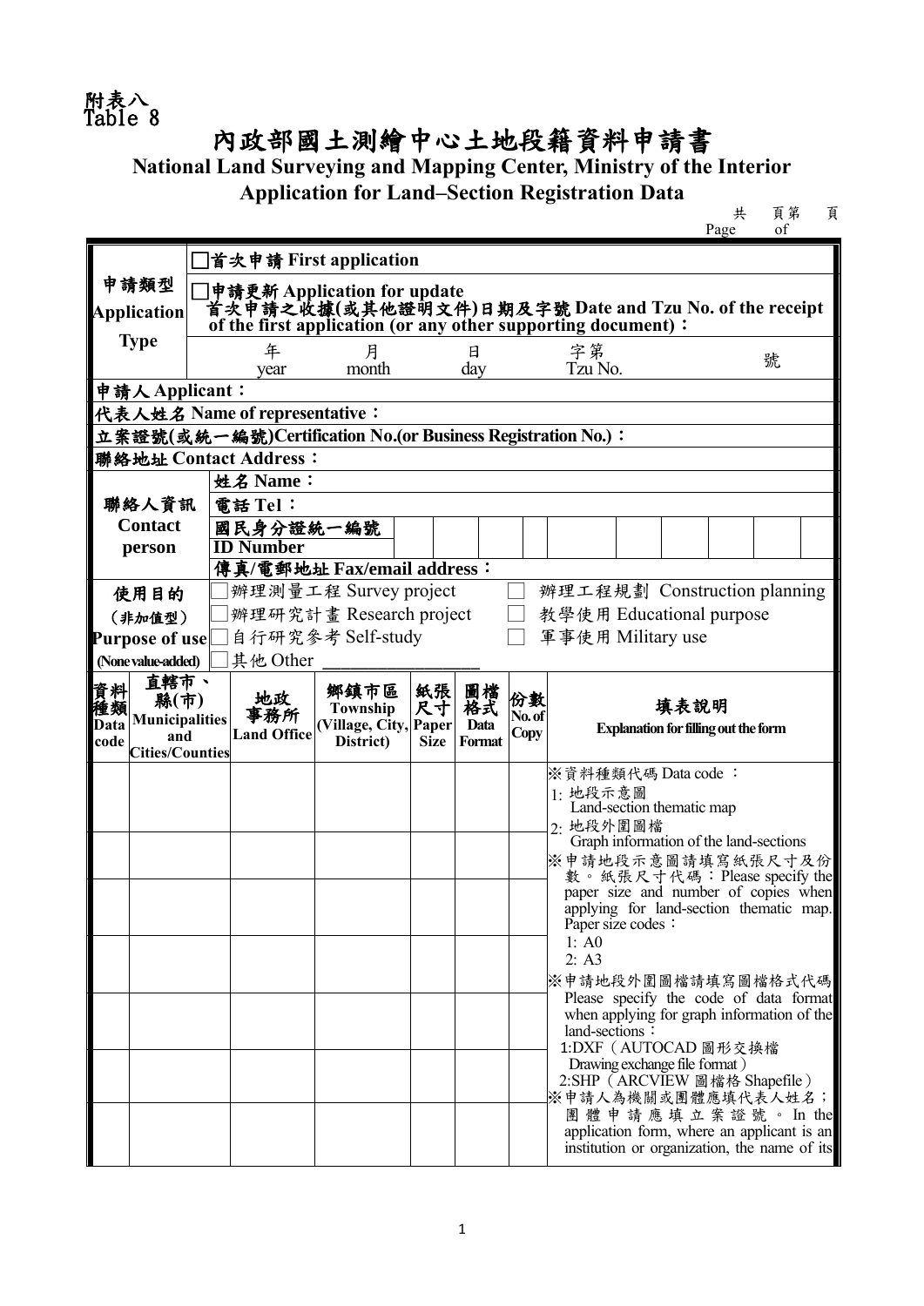附表八
Table 8

# 內政部國土測繪中心土地段籍資料申請書

**National Land Surveying and Mapping Center, Ministry of the Interior**
**Application for Land–Section Registration Data**

共　　頁第　　頁
Page　　of

| | | | | | | | | |
|---|---|---|---|---|---|---|---|---|
| 申請類型 Application Type | □首次申請 First application | | | | | | | |
| | □申請更新 Application for update<br>首次申請之收據(或其他證明文件)日期及字號 Date and Tzu No. of the receipt of the first application (or any other supporting document)： | | | | | | | |
| | 年 year　　月 month　　日 day　　字第 Tzu No.　　號 | | | | | | | |
| 申請人 Applicant： | | | | | | | | |
| 代表人姓名 Name of representative： | | | | | | | | |
| 立案證號(或統一編號)Certification No.(or Business Registration No.)： | | | | | | | | |
| 聯絡地址 Contact Address： | | | | | | | | |
| 聯絡人資訊 Contact person | 姓名 Name： | | | | | | | |
| | 電話 Tel： | | | | | | | |
| | 國民身分證統一編號 ID Number | | | | | | | |
| | 傳真/電郵地址 Fax/email address： | | | | | | | |
| 使用目的（非加值型）Purpose of use (None value-added) | □辦理測量工程 Survey project | | | | □辦理工程規劃 Construction planning | | | |
| | □辦理研究計畫 Research project | | | | □教學使用 Educational purpose | | | |
| | □自行研究參考 Self-study | | | | □軍事使用 Military use | | | |
| | □其他 Other ________________ | | | | | | | |
| 資料種類 Data code | 直轄市、縣(市) Municipalities and Cities/Counties | 地政事務所 Land Office | 鄉鎮市區 Township (Village, City, District) | 紙張尺寸 Paper Size | 圖檔格式 Data Format | 份數 No. of Copy | 填表說明 Explanation for filling out the form | |
| | | | | | | | ※資料種類代碼 Data code ：<br>1: 地段示意圖 Land-section thematic map<br>2: 地段外圍圖檔 Graph information of the land-sections<br>※申請地段示意圖請填寫紙張尺寸及份數。紙張尺寸代碼：Please specify the paper size and number of copies when applying for land-section thematic map. Paper size codes：<br>1: A0<br>2: A3<br>※申請地段外圍圖檔請填寫圖檔格式代碼 Please specify the code of data format when applying for graph information of the land-sections：<br>1:DXF（AUTOCAD 圖形交換檔 Drawing exchange file format）<br>2:SHP（ARCVIEW 圖檔格 Shapefile）<br>※申請人為機關或團體應填代表人姓名；團體申請應填立案證號。In the application form, where an applicant is an institution or organization, the name of its | |
| | | | | | | | | |
| | | | | | | | | |
| | | | | | | | | |
| | | | | | | | | |
| | | | | | | | | |
| | | | | | | | | |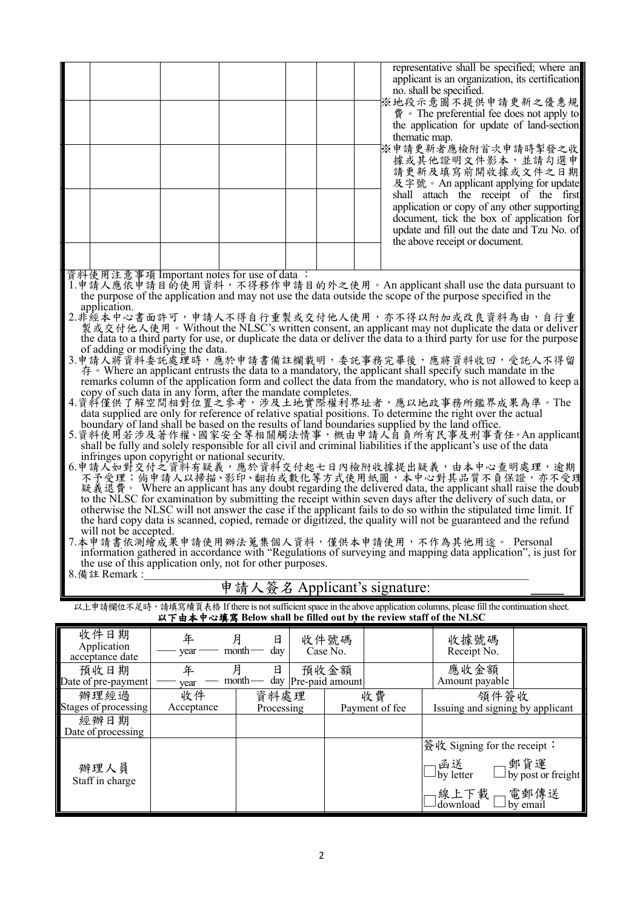| | | | | | | |
|---|---|---|---|---|---|---|
| | | | | | | representative shall be specified; where an applicant is an organization, its certification no. shall be specified.<br>※地段示意圖不提供申請更新之優惠規費。The preferential fee does not apply to the application for update of land-section thematic map.<br>※申請更新者應檢附首次申請時掣發之收據或其他證明文件影本，並請勾選申請更新及填寫前開收據或文件之日期及字號。An applicant applying for update shall attach the receipt of the first application or copy of any other supporting document, tick the box of application for update and fill out the date and Tzu No. of the above receipt or document. |
| | | | | | | |
| | | | | | | |
| | | | | | | |
| | | | | | | |

資料使用注意事項 Important notes for use of data ：

1. 申請人應依申請目的使用資料，不得移作申請目的外之使用。An applicant shall use the data pursuant to the purpose of the application and may not use the data outside the scope of the purpose specified in the application.
2. 非經本中心書面許可，申請人不得自行重製或交付他人使用，亦不得以附加或改良資料為由，自行重製或交付他人使用。Without the NLSC's written consent, an applicant may not duplicate the data or deliver the data to a third party for use, or duplicate the data or deliver the data to a third party for use for the purpose of adding or modifying the data.
3. 申請人將資料委託處理時，應於申請書備註欄載明，委託事務完畢後，應將資料收回，受託人不得留存。Where an applicant entrusts the data to a mandatory, the applicant shall specify such mandate in the remarks column of the application form and collect the data from the mandatory, who is not allowed to keep a copy of such data in any form, after the mandate completes.
4. 資料僅供了解空間相對位置之參考，涉及土地實際權利界址者，應以地政事務所鑑界成果為準。The data supplied are only for reference of relative spatial positions. To determine the right over the actual boundary of land shall be based on the results of land boundaries supplied by the land office.
5. 資料使用若涉及著作權、國家安全等相關觸法情事，概由申請人自負所有民事及刑事責任。An applicant shall be fully and solely responsible for all civil and criminal liabilities if the applicant's use of the data infringes upon copyright or national security.
6. 申請人如對交付之資料有疑義，應於資料交付起七日內檢附收據提出疑義，由本中心查明處理，逾期不予受理；倘申請人以掃描、影印、翻拍或數化等方式使用紙圖，本中心對其品質不負保證，亦不受理疑義退費。 Where an applicant has any doubt regarding the delivered data, the applicant shall raise the doubt to the NLSC for examination by submitting the receipt within seven days after the delivery of such data, or otherwise the NLSC will not answer the case if the applicant fails to do so within the stipulated time limit. If the hard copy data is scanned, copied, remade or digitized, the quality will not be guaranteed and the refund will not be accepted.
7. 本申請書依測繪成果申請使用辦法蒐集個人資料，僅供本申請使用，不作為其他用途。 Personal information gathered in accordance with "Regulations of surveying and mapping data application", is just for the use of this application only, not for other purposes.
8. 備註 Remark :

申請人簽名 Applicant's signature: ____

以上申請欄位不足時，請填寫續頁表格 If there is not sufficient space in the above application columns, please fill the continuation sheet.

**以下由本中心填寫 Below shall be filled out by the review staff of the NLSC**

| 收件日期<br>Application acceptance date | 年 year 月 month 日 day | | 收件號碼<br>Case No. | | 收據號碼<br>Receipt No. | |
|---|---|---|---|---|---|---|
| 預收日期<br>Date of pre-payment | 年 year 月 month 日 day | | 預收金額<br>Pre-paid amount | | 應收金額<br>Amount payable | |
| 辦理經過<br>Stages of processing | 收件<br>Acceptance | 資料處理<br>Processing | | 收費<br>Payment of fee | 領件簽收<br>Issuing and signing by applicant | |
| 經辦日期<br>Date of processing | | | | | | |
| 辦理人員<br>Staff in charge | | | | | 簽收 Signing for the receipt：<br>☐ 函送 by letter ☐ 郵貨運 by post or freight<br>☐ 線上下載 download ☐ 電郵傳送 by email | |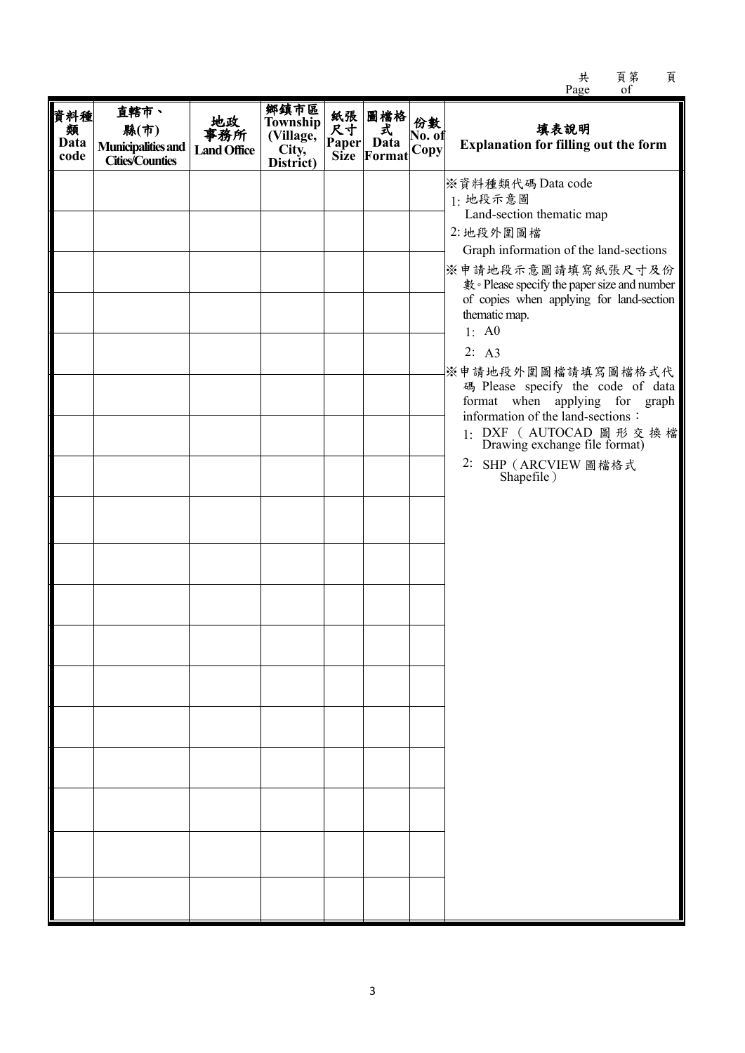共　　頁第　　頁
Page　　of

| 資料種類 Data code | 直轄市、縣(市) Municipalities and Cities/Counties | 地政事務所 Land Office | 鄉鎮市區 Township (Village, City, District) | 紙張尺寸 Paper Size | 圖檔格式 Data Format | 份數 No. of Copy | 填表說明 Explanation for filling out the form |
|---|---|---|---|---|---|---|---|
| | | | | | | | ※資料種類代碼 Data code<br>1: 地段示意圖<br>Land-section thematic map<br>2: 地段外圍圖檔<br>Graph information of the land-sections<br>※申請地段示意圖請填寫紙張尺寸及份數。Please specify the paper size and number of copies when applying for land-section thematic map.<br>1: A0<br>2: A3<br>※申請地段外圍圖檔請填寫圖檔格式代碼 Please specify the code of data format when applying for graph information of the land-sections：<br>1: DXF（AUTOCAD 圖形交換檔 Drawing exchange file format)<br>2: SHP（ARCVIEW 圖檔格式 Shapefile） |
| | | | | | | | |
| | | | | | | | |
| | | | | | | | |
| | | | | | | | |
| | | | | | | | |
| | | | | | | | |
| | | | | | | | |
| | | | | | | | |
| | | | | | | | |
| | | | | | | | |
| | | | | | | | |
| | | | | | | | |
| | | | | | | | |
| | | | | | | | |
| | | | | | | | |
| | | | | | | | |
| | | | | | | | |